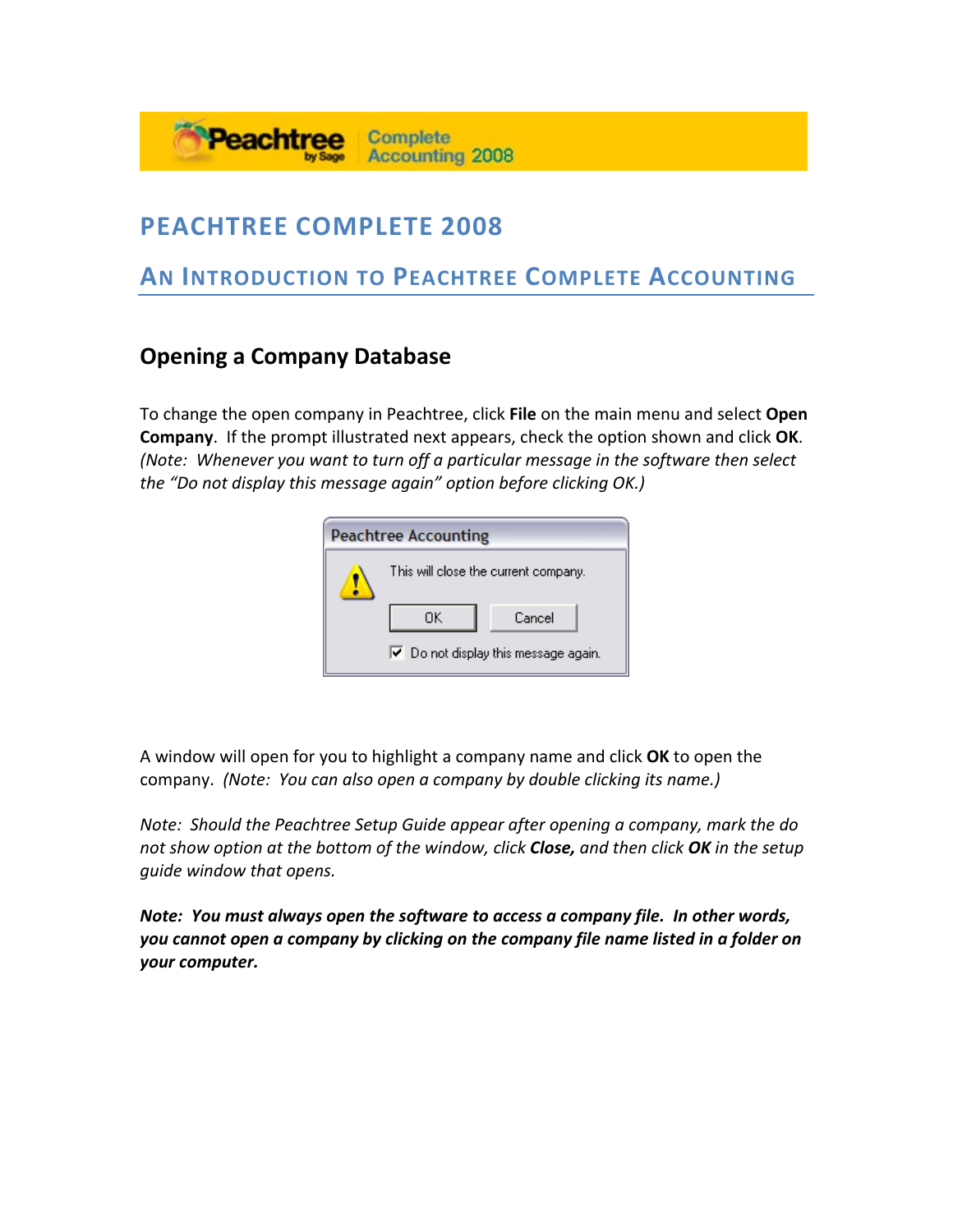# PEACHTREE COMPLETE 2008

## AN INTRODUCTION TO PEACHTREE COMPLETE ACCOUNTING

### Opening a Company Database

To change the open company in Peachtree, click **File** on the main menu and select **Open Company**. If the prompt illustrated next appears, check the option shown and click **OK**. *(Note: Whenever you want to turn off a particular message in the software then select the "Do not display this message again" option before clicking OK.)*

A window will open for you to highlight a company name and click **OK** to open the company. *(Note: You can also open a company by double clicking its name.)*

*Note: Should the Peachtree Setup Guide appear after opening a company, mark the do not show option at the bottom of the window, click* ***Close,*** *and then click* ***OK*** *in the setup guide window that opens.*

***Note: You must always open the software to access a company file. In other words, you cannot open a company by clicking on the company file name listed in a folder on your computer.***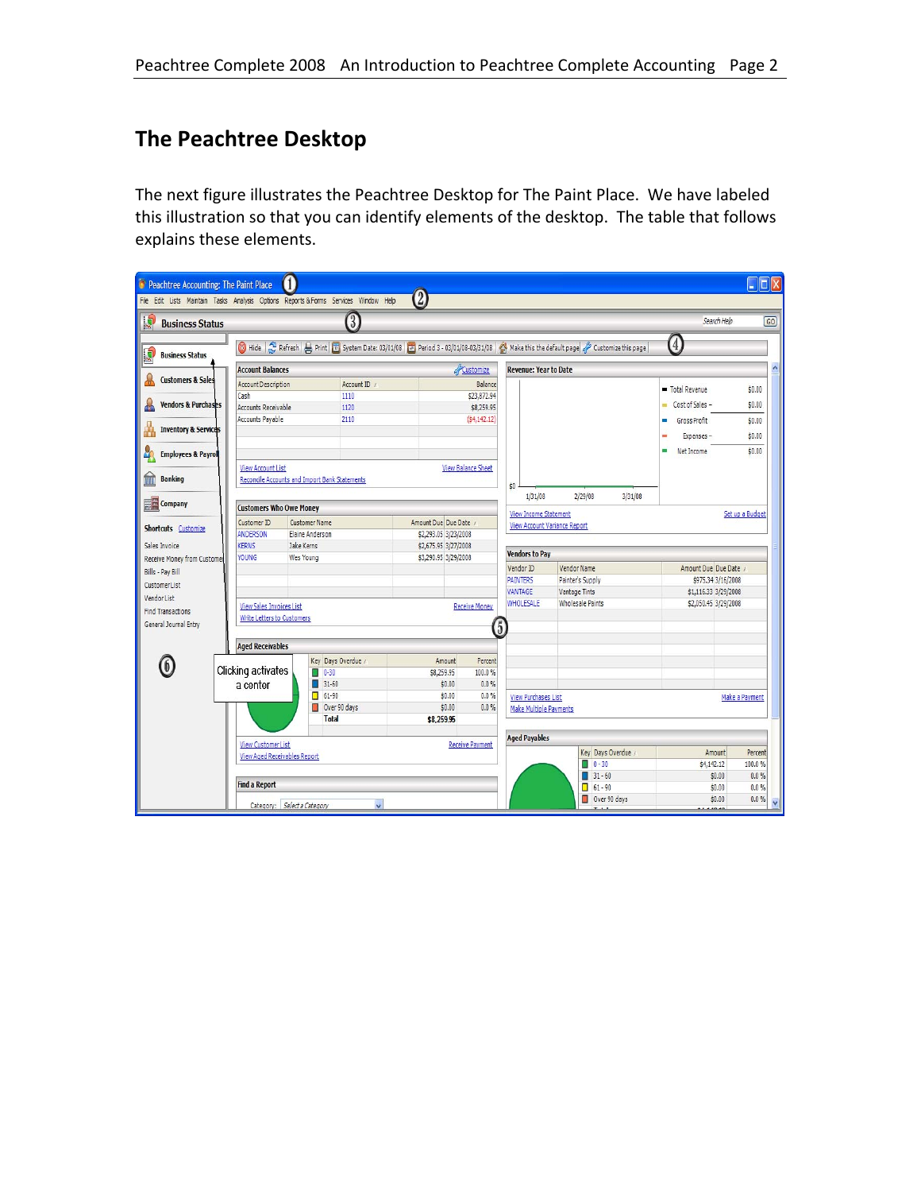# The Peachtree Desktop

The next figure illustrates the Peachtree Desktop for The Paint Place. We have labeled this illustration so that you can identify elements of the desktop. The table that follows explains these elements.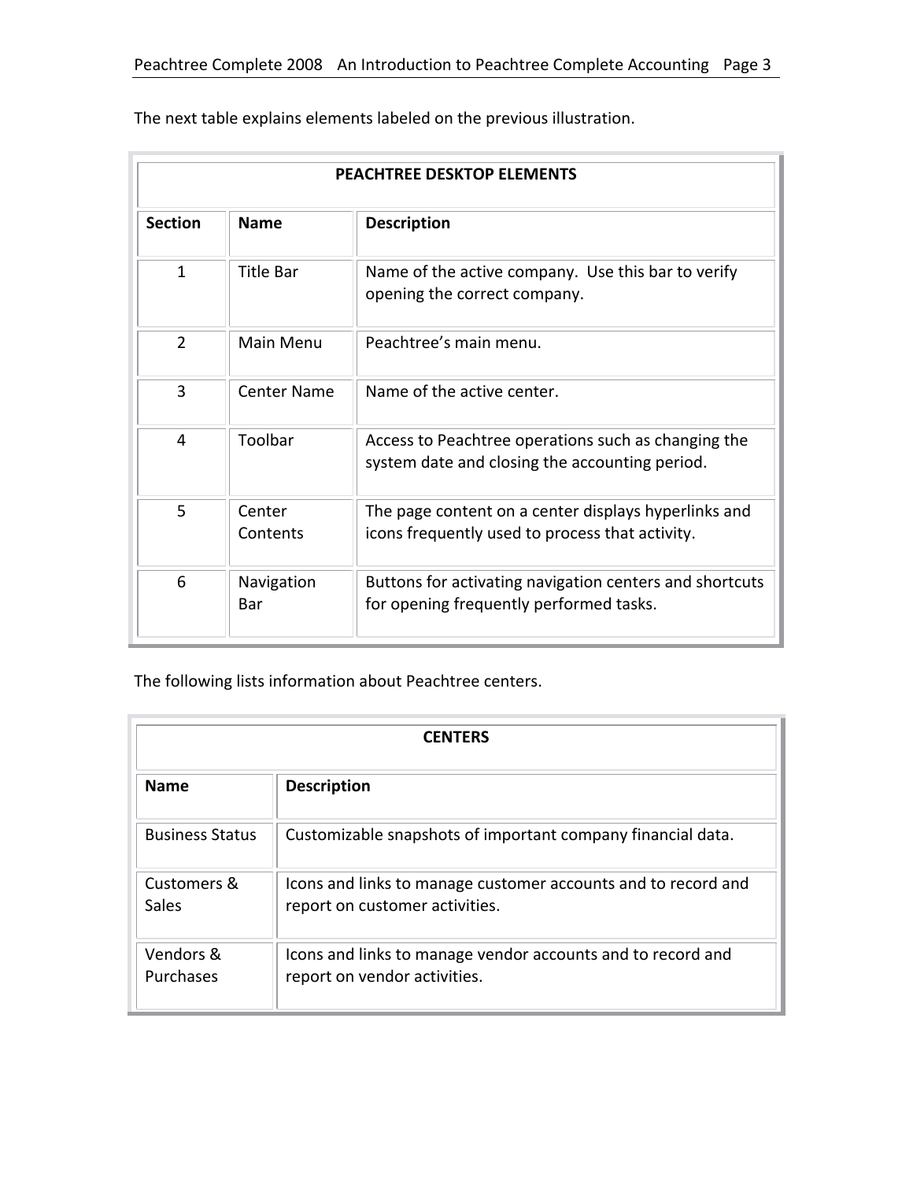The next table explains elements labeled on the previous illustration.

| PEACHTREE DESKTOP ELEMENTS | | |
|---|---|---|
| **Section** | **Name** | **Description** |
| 1 | Title Bar | Name of the active company. Use this bar to verify opening the correct company. |
| 2 | Main Menu | Peachtree's main menu. |
| 3 | Center Name | Name of the active center. |
| 4 | Toolbar | Access to Peachtree operations such as changing the system date and closing the accounting period. |
| 5 | Center Contents | The page content on a center displays hyperlinks and icons frequently used to process that activity. |
| 6 | Navigation Bar | Buttons for activating navigation centers and shortcuts for opening frequently performed tasks. |

The following lists information about Peachtree centers.

| CENTERS | |
|---|---|
| **Name** | **Description** |
| Business Status | Customizable snapshots of important company financial data. |
| Customers & Sales | Icons and links to manage customer accounts and to record and report on customer activities. |
| Vendors & Purchases | Icons and links to manage vendor accounts and to record and report on vendor activities. |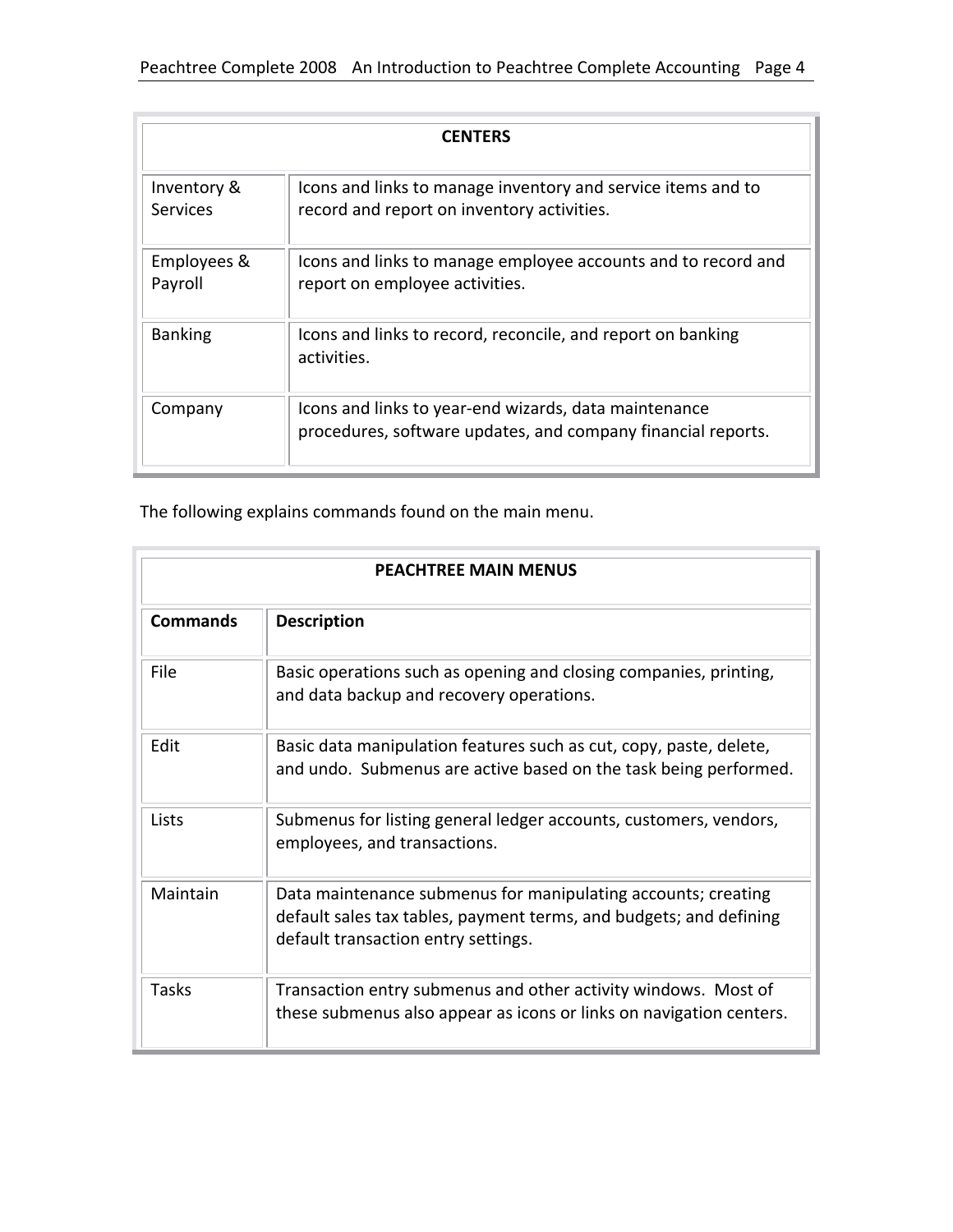| CENTERS | |
|---|---|
| Inventory & Services | Icons and links to manage inventory and service items and to record and report on inventory activities. |
| Employees & Payroll | Icons and links to manage employee accounts and to record and report on employee activities. |
| Banking | Icons and links to record, reconcile, and report on banking activities. |
| Company | Icons and links to year-end wizards, data maintenance procedures, software updates, and company financial reports. |

The following explains commands found on the main menu.

| PEACHTREE MAIN MENUS | |
|---|---|
| **Commands** | **Description** |
| File | Basic operations such as opening and closing companies, printing, and data backup and recovery operations. |
| Edit | Basic data manipulation features such as cut, copy, paste, delete, and undo. Submenus are active based on the task being performed. |
| Lists | Submenus for listing general ledger accounts, customers, vendors, employees, and transactions. |
| Maintain | Data maintenance submenus for manipulating accounts; creating default sales tax tables, payment terms, and budgets; and defining default transaction entry settings. |
| Tasks | Transaction entry submenus and other activity windows. Most of these submenus also appear as icons or links on navigation centers. |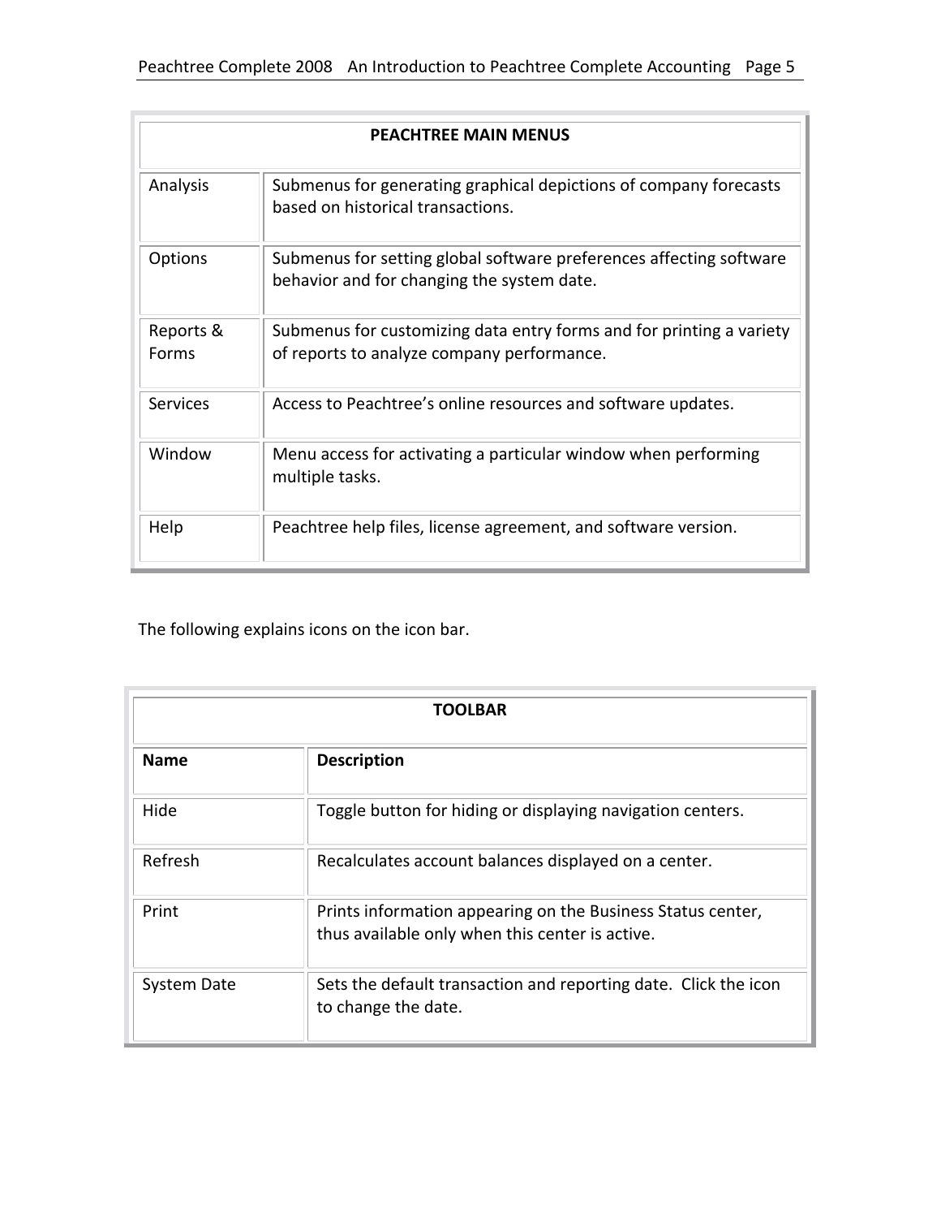| PEACHTREE MAIN MENUS | |
|---|---|
| Analysis | Submenus for generating graphical depictions of company forecasts based on historical transactions. |
| Options | Submenus for setting global software preferences affecting software behavior and for changing the system date. |
| Reports & Forms | Submenus for customizing data entry forms and for printing a variety of reports to analyze company performance. |
| Services | Access to Peachtree's online resources and software updates. |
| Window | Menu access for activating a particular window when performing multiple tasks. |
| Help | Peachtree help files, license agreement, and software version. |

The following explains icons on the icon bar.

| TOOLBAR | |
|---|---|
| **Name** | **Description** |
| Hide | Toggle button for hiding or displaying navigation centers. |
| Refresh | Recalculates account balances displayed on a center. |
| Print | Prints information appearing on the Business Status center, thus available only when this center is active. |
| System Date | Sets the default transaction and reporting date. Click the icon to change the date. |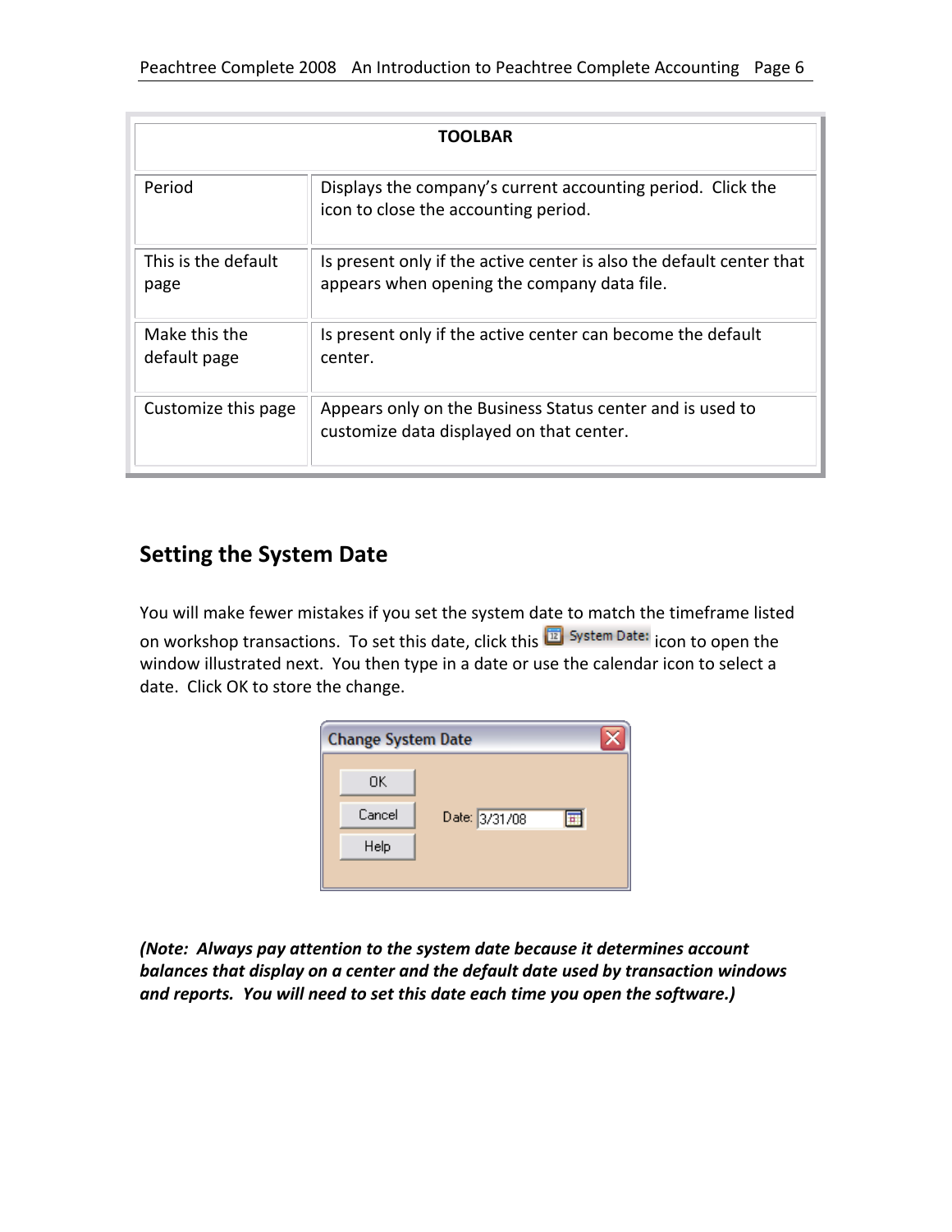| TOOLBAR | |
|---|---|
| Period | Displays the company's current accounting period. Click the icon to close the accounting period. |
| This is the default page | Is present only if the active center is also the default center that appears when opening the company data file. |
| Make this the default page | Is present only if the active center can become the default center. |
| Customize this page | Appears only on the Business Status center and is used to customize data displayed on that center. |

## Setting the System Date

You will make fewer mistakes if you set the system date to match the timeframe listed on workshop transactions. To set this date, click this System Date: icon to open the window illustrated next. You then type in a date or use the calendar icon to select a date. Click OK to store the change.

***(Note: Always pay attention to the system date because it determines account balances that display on a center and the default date used by transaction windows and reports. You will need to set this date each time you open the software.)***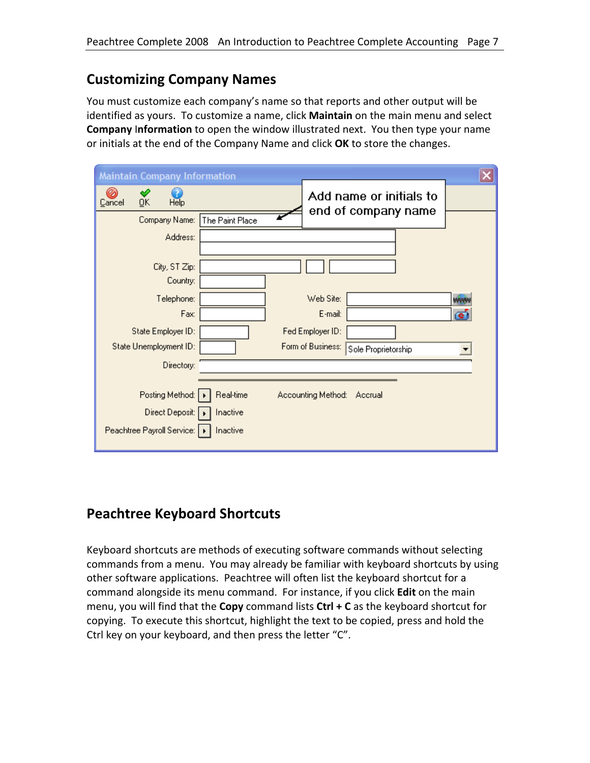## Customizing Company Names

You must customize each company's name so that reports and other output will be identified as yours. To customize a name, click **Maintain** on the main menu and select **Company Information** to open the window illustrated next. You then type your name or initials at the end of the Company Name and click **OK** to store the changes.

## Peachtree Keyboard Shortcuts

Keyboard shortcuts are methods of executing software commands without selecting commands from a menu. You may already be familiar with keyboard shortcuts by using other software applications. Peachtree will often list the keyboard shortcut for a command alongside its menu command. For instance, if you click **Edit** on the main menu, you will find that the **Copy** command lists **Ctrl + C** as the keyboard shortcut for copying. To execute this shortcut, highlight the text to be copied, press and hold the Ctrl key on your keyboard, and then press the letter "C".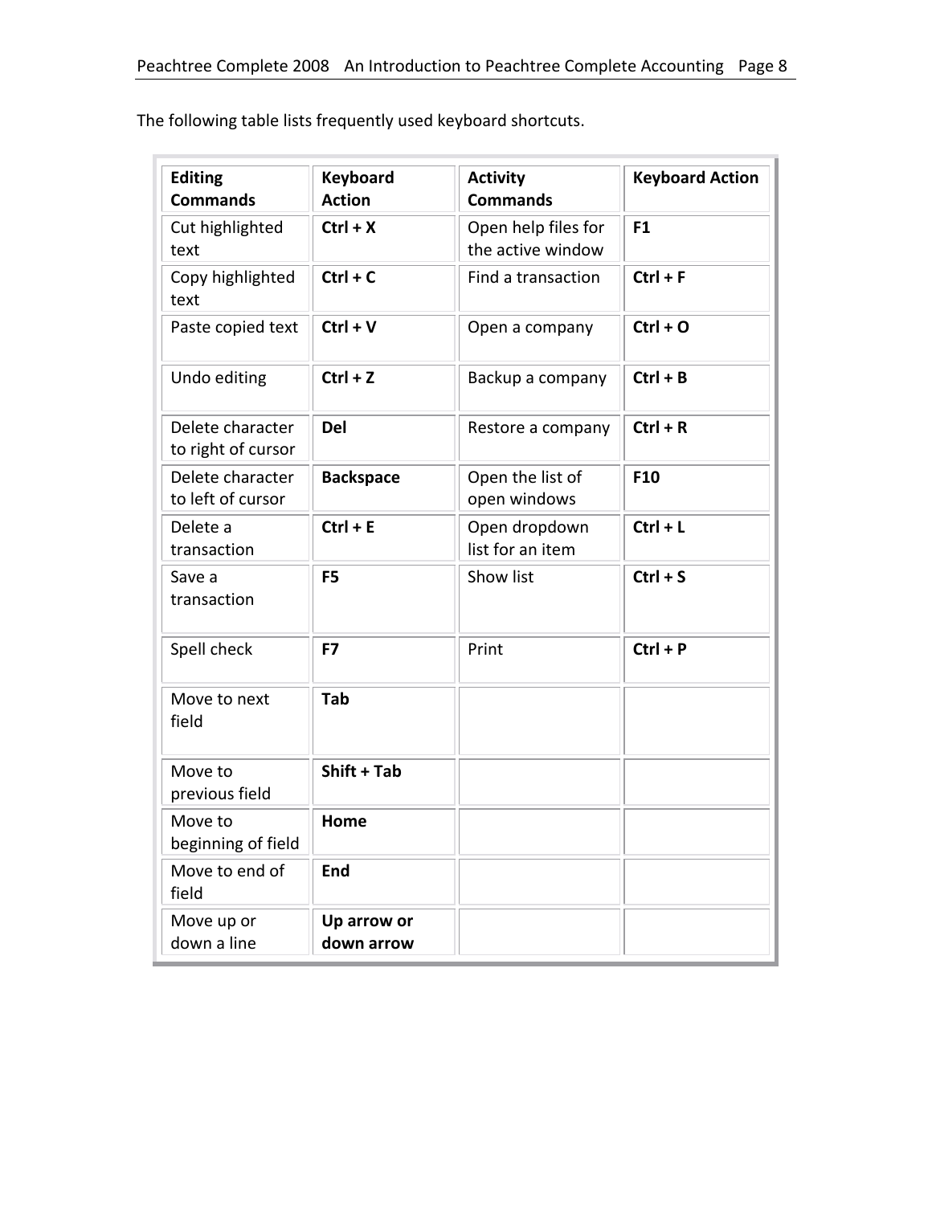The following table lists frequently used keyboard shortcuts.

| Editing Commands | Keyboard Action | Activity Commands | Keyboard Action |
|---|---|---|---|
| Cut highlighted text | **Ctrl + X** | Open help files for the active window | **F1** |
| Copy highlighted text | **Ctrl + C** | Find a transaction | **Ctrl + F** |
| Paste copied text | **Ctrl + V** | Open a company | **Ctrl + O** |
| Undo editing | **Ctrl + Z** | Backup a company | **Ctrl + B** |
| Delete character to right of cursor | **Del** | Restore a company | **Ctrl + R** |
| Delete character to left of cursor | **Backspace** | Open the list of open windows | **F10** |
| Delete a transaction | **Ctrl + E** | Open dropdown list for an item | **Ctrl + L** |
| Save a transaction | **F5** | Show list | **Ctrl + S** |
| Spell check | **F7** | Print | **Ctrl + P** |
| Move to next field | **Tab** | | |
| Move to previous field | **Shift + Tab** | | |
| Move to beginning of field | **Home** | | |
| Move to end of field | **End** | | |
| Move up or down a line | **Up arrow or down arrow** | | |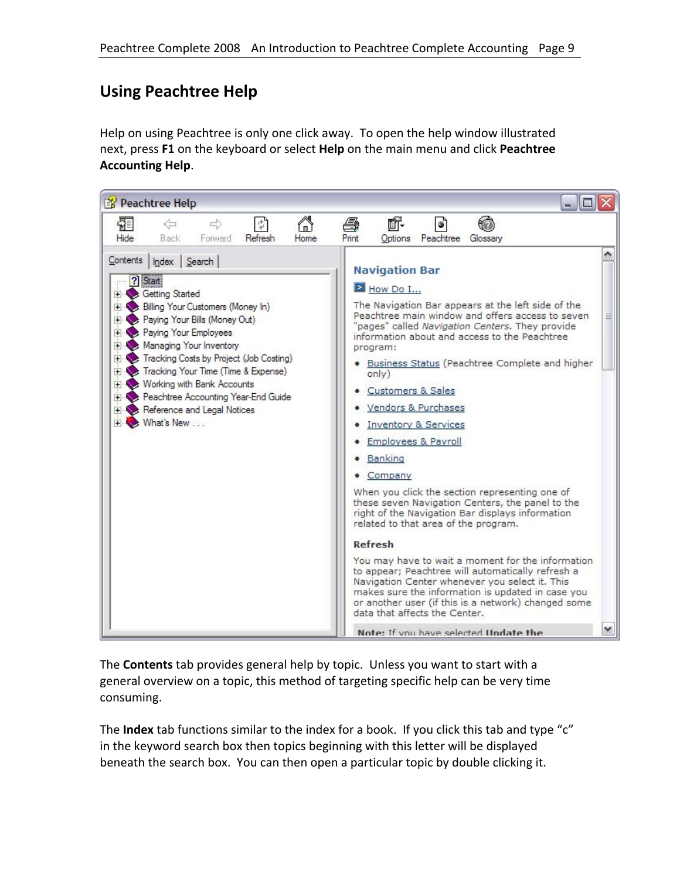## Using Peachtree Help

Help on using Peachtree is only one click away. To open the help window illustrated next, press **F1** on the keyboard or select **Help** on the main menu and click **Peachtree Accounting Help**.

The **Contents** tab provides general help by topic. Unless you want to start with a general overview on a topic, this method of targeting specific help can be very time consuming.

The **Index** tab functions similar to the index for a book. If you click this tab and type "c" in the keyword search box then topics beginning with this letter will be displayed beneath the search box. You can then open a particular topic by double clicking it.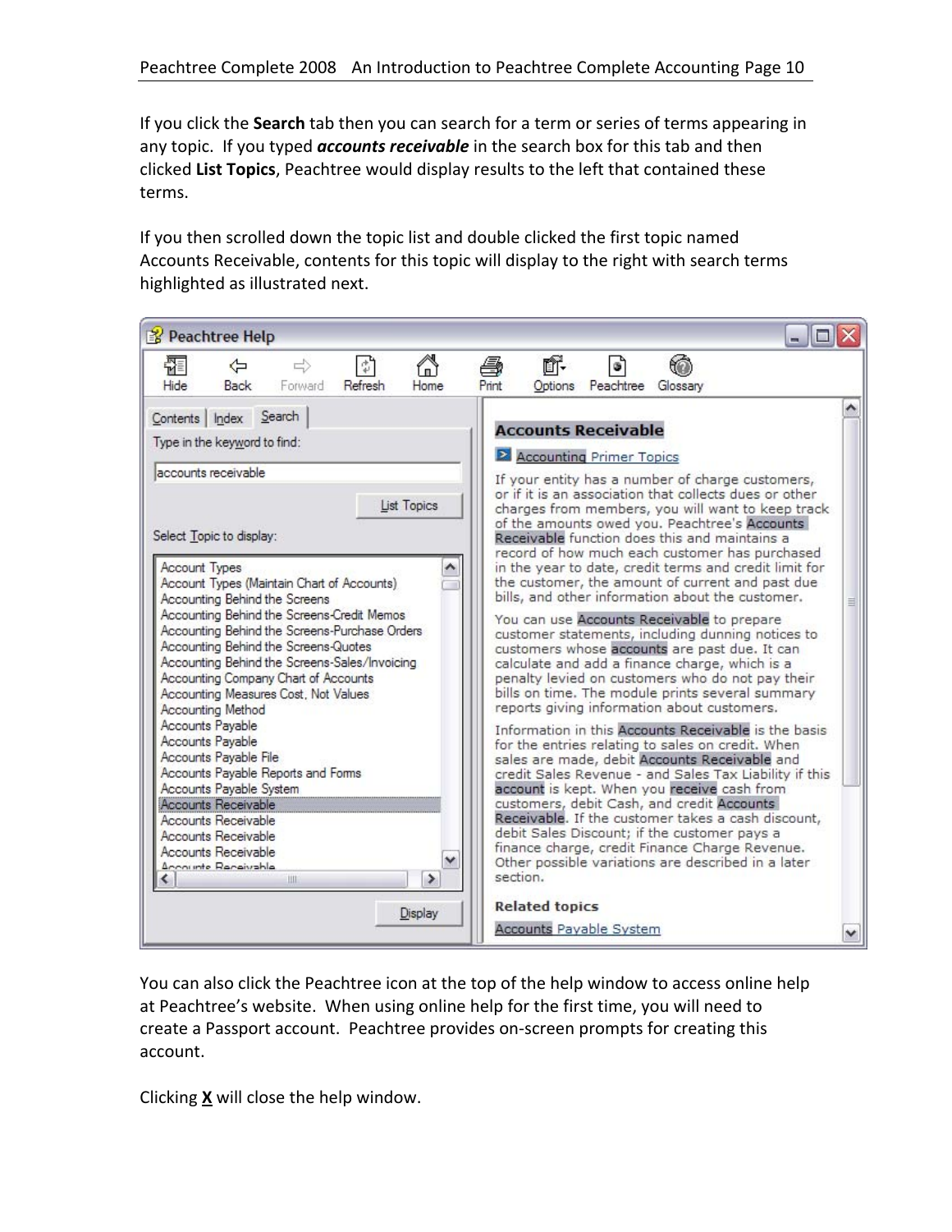If you click the **Search** tab then you can search for a term or series of terms appearing in any topic. If you typed ***accounts receivable*** in the search box for this tab and then clicked **List Topics**, Peachtree would display results to the left that contained these terms.

If you then scrolled down the topic list and double clicked the first topic named Accounts Receivable, contents for this topic will display to the right with search terms highlighted as illustrated next.

You can also click the Peachtree icon at the top of the help window to access online help at Peachtree's website. When using online help for the first time, you will need to create a Passport account. Peachtree provides on-screen prompts for creating this account.

Clicking **X** will close the help window.